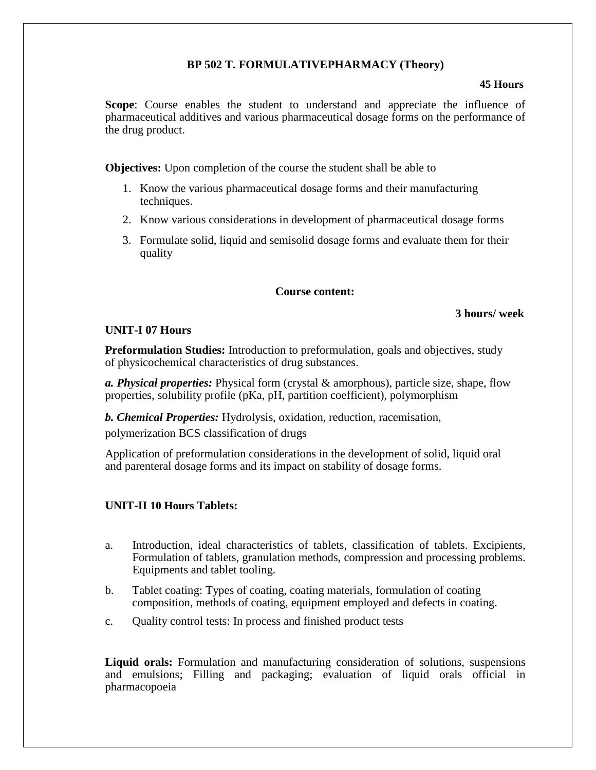## BP 502 T. FORMULATIVEPHARMACY (Theory)

**45 Hours**

**Scope**: Course enables the student to understand and appreciate the influence of pharmaceutical additives and various pharmaceutical dosage forms on the performance of the drug product.

**Objectives:** Upon completion of the course the student shall be able to

1. Know the various pharmaceutical dosage forms and their manufacturing techniques.
2. Know various considerations in development of pharmaceutical dosage forms
3. Formulate solid, liquid and semisolid dosage forms and evaluate them for their quality

### Course content:

**3 hours/ week**

**UNIT-I 07 Hours**

**Preformulation Studies:** Introduction to preformulation, goals and objectives, study of physicochemical characteristics of drug substances.

***a. Physical properties:*** Physical form (crystal & amorphous), particle size, shape, flow properties, solubility profile (pKa, pH, partition coefficient), polymorphism

***b. Chemical Properties:*** Hydrolysis, oxidation, reduction, racemisation, polymerization BCS classification of drugs

Application of preformulation considerations in the development of solid, liquid oral and parenteral dosage forms and its impact on stability of dosage forms.

**UNIT-II 10 Hours Tablets:**

a. Introduction, ideal characteristics of tablets, classification of tablets. Excipients, Formulation of tablets, granulation methods, compression and processing problems. Equipments and tablet tooling.

b. Tablet coating: Types of coating, coating materials, formulation of coating composition, methods of coating, equipment employed and defects in coating.

c. Quality control tests: In process and finished product tests

**Liquid orals:** Formulation and manufacturing consideration of solutions, suspensions and emulsions; Filling and packaging; evaluation of liquid orals official in pharmacopoeia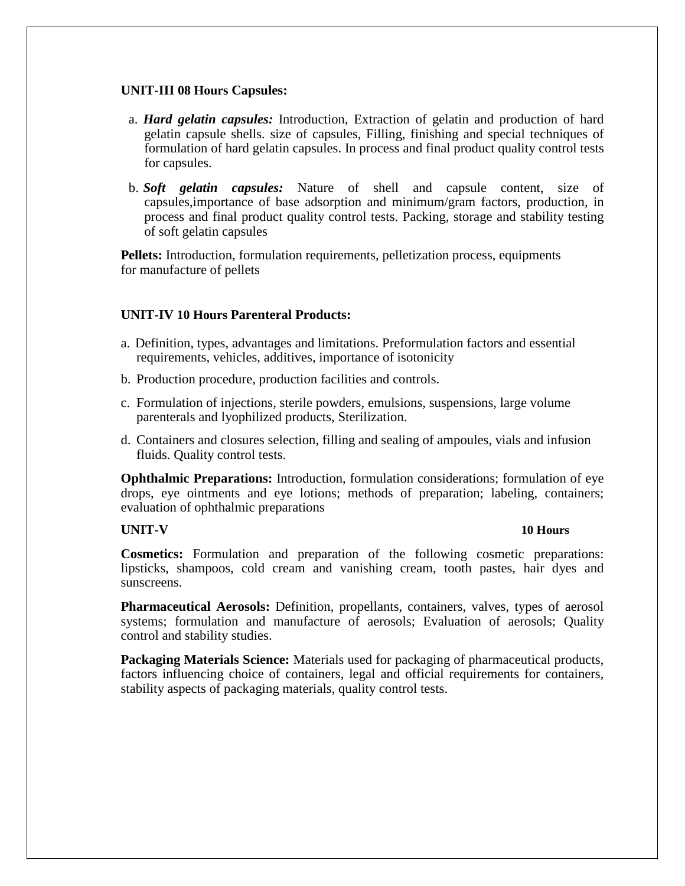**UNIT-III 08 Hours Capsules:**

a. ***Hard gelatin capsules:*** Introduction, Extraction of gelatin and production of hard gelatin capsule shells. size of capsules, Filling, finishing and special techniques of formulation of hard gelatin capsules. In process and final product quality control tests for capsules.

b. ***Soft gelatin capsules:*** Nature of shell and capsule content, size of capsules,importance of base adsorption and minimum/gram factors, production, in process and final product quality control tests. Packing, storage and stability testing of soft gelatin capsules

**Pellets:** Introduction, formulation requirements, pelletization process, equipments for manufacture of pellets

**UNIT-IV 10 Hours Parenteral Products:**

a. Definition, types, advantages and limitations. Preformulation factors and essential requirements, vehicles, additives, importance of isotonicity

b. Production procedure, production facilities and controls.

c. Formulation of injections, sterile powders, emulsions, suspensions, large volume parenterals and lyophilized products, Sterilization.

d. Containers and closures selection, filling and sealing of ampoules, vials and infusion fluids. Quality control tests.

**Ophthalmic Preparations:** Introduction, formulation considerations; formulation of eye drops, eye ointments and eye lotions; methods of preparation; labeling, containers; evaluation of ophthalmic preparations

**UNIT-V 10 Hours**

**Cosmetics:** Formulation and preparation of the following cosmetic preparations: lipsticks, shampoos, cold cream and vanishing cream, tooth pastes, hair dyes and sunscreens.

**Pharmaceutical Aerosols:** Definition, propellants, containers, valves, types of aerosol systems; formulation and manufacture of aerosols; Evaluation of aerosols; Quality control and stability studies.

**Packaging Materials Science:** Materials used for packaging of pharmaceutical products, factors influencing choice of containers, legal and official requirements for containers, stability aspects of packaging materials, quality control tests.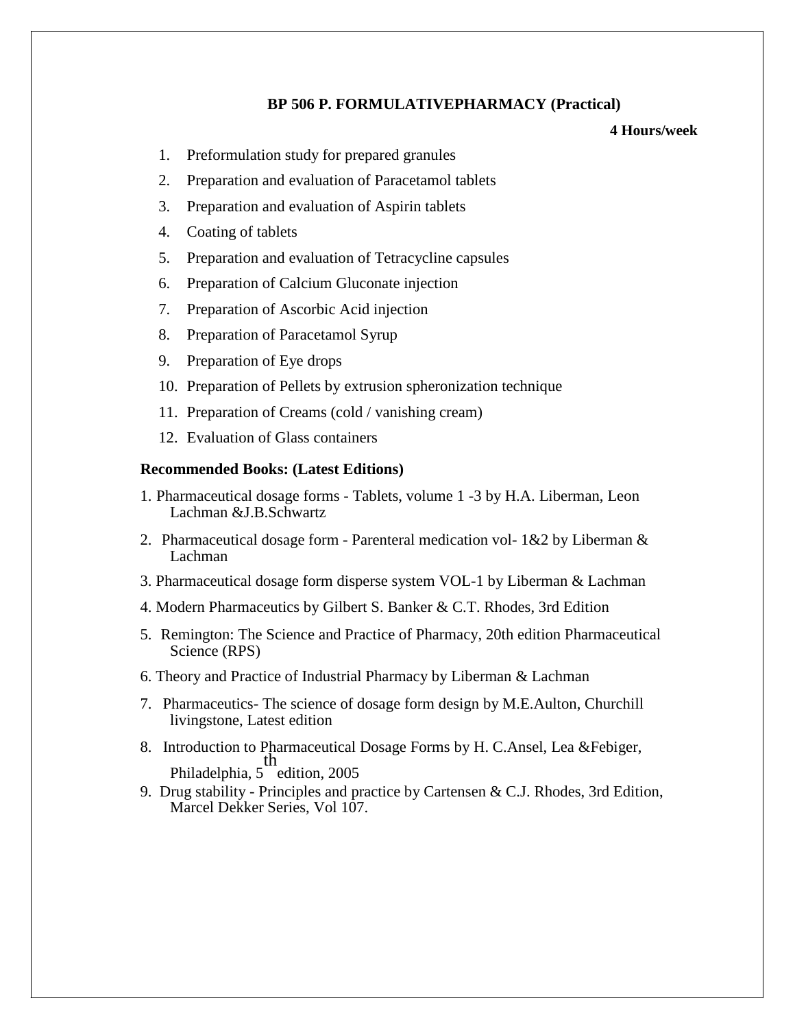## BP 506 P. FORMULATIVEPHARMACY (Practical)

**4 Hours/week**

1. Preformulation study for prepared granules
2. Preparation and evaluation of Paracetamol tablets
3. Preparation and evaluation of Aspirin tablets
4. Coating of tablets
5. Preparation and evaluation of Tetracycline capsules
6. Preparation of Calcium Gluconate injection
7. Preparation of Ascorbic Acid injection
8. Preparation of Paracetamol Syrup
9. Preparation of Eye drops
10. Preparation of Pellets by extrusion spheronization technique
11. Preparation of Creams (cold / vanishing cream)
12. Evaluation of Glass containers

**Recommended Books: (Latest Editions)**

1. Pharmaceutical dosage forms - Tablets, volume 1 -3 by H.A. Liberman, Leon Lachman &J.B.Schwartz
2. Pharmaceutical dosage form - Parenteral medication vol- 1&2 by Liberman & Lachman
3. Pharmaceutical dosage form disperse system VOL-1 by Liberman & Lachman
4. Modern Pharmaceutics by Gilbert S. Banker & C.T. Rhodes, 3rd Edition
5. Remington: The Science and Practice of Pharmacy, 20th edition Pharmaceutical Science (RPS)
6. Theory and Practice of Industrial Pharmacy by Liberman & Lachman
7. Pharmaceutics- The science of dosage form design by M.E.Aulton, Churchill livingstone, Latest edition
8. Introduction to Pharmaceutical Dosage Forms by H. C.Ansel, Lea &Febiger, Philadelphia, 5th edition, 2005
9. Drug stability - Principles and practice by Cartensen & C.J. Rhodes, 3rd Edition, Marcel Dekker Series, Vol 107.